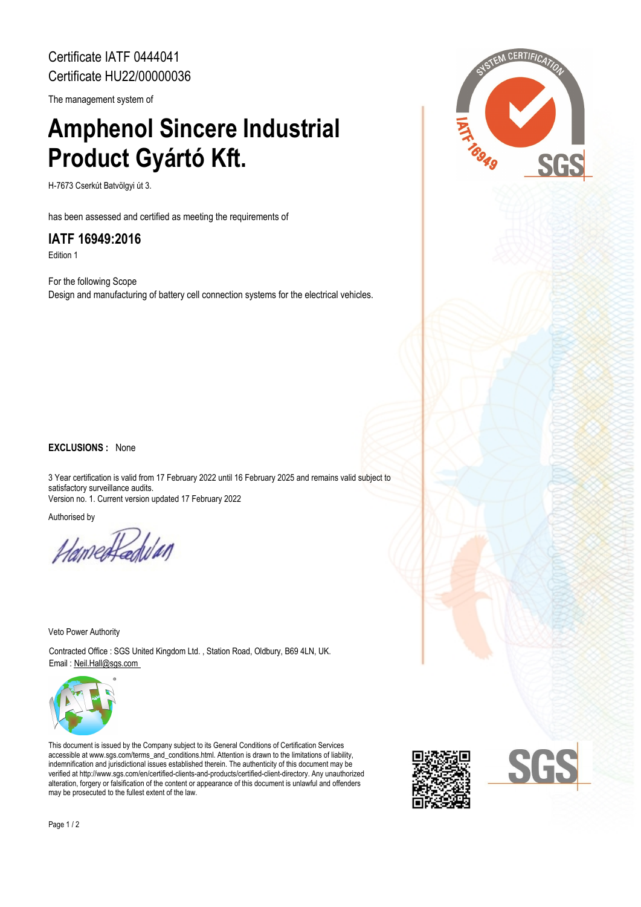Certificate IATF 0444041
Certificate HU22/00000036

The management system of

# Amphenol Sincere Industrial Product Gyártó Kft.

H-7673 Cserkút Batvölgyi út 3.

has been assessed and certified as meeting the requirements of

## IATF 16949:2016

Edition 1

For the following Scope
Design and manufacturing of battery cell connection systems for the electrical vehicles.

**EXCLUSIONS :** None

3 Year certification is valid from 17 February 2022 until 16 February 2025 and remains valid subject to satisfactory surveillance audits.
Version no. 1. Current version updated 17 February 2022

Authorised by

Veto Power Authority

Contracted Office : SGS United Kingdom Ltd. , Station Road, Oldbury, B69 4LN, UK.
Email : Neil.Hall@sgs.com

This document is issued by the Company subject to its General Conditions of Certification Services accessible at www.sgs.com/terms_and_conditions.html. Attention is drawn to the limitations of liability, indemnification and jurisdictional issues established therein. The authenticity of this document may be verified at http://www.sgs.com/en/certified-clients-and-products/certified-client-directory. Any unauthorized alteration, forgery or falsification of the content or appearance of this document is unlawful and offenders may be prosecuted to the fullest extent of the law.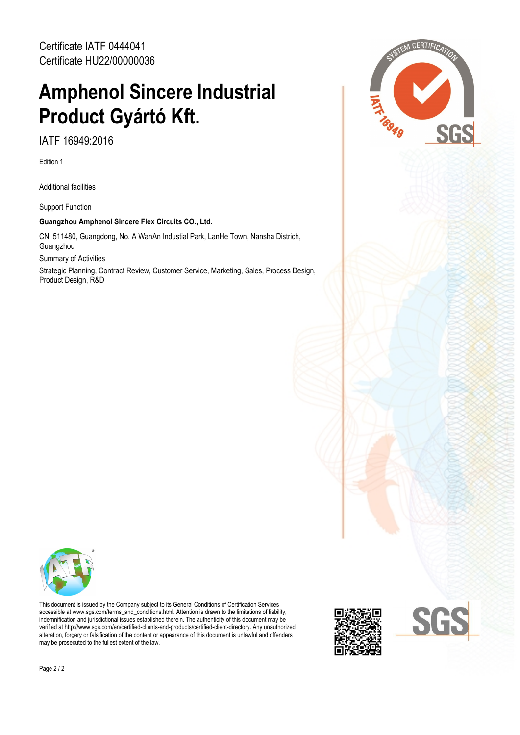Certificate IATF 0444041
Certificate HU22/00000036

# Amphenol Sincere Industrial Product Gyártó Kft.

IATF 16949:2016

Edition 1

Additional facilities

Support Function

**Guangzhou Amphenol Sincere Flex Circuits CO., Ltd.**

CN, 511480, Guangdong, No. A WanAn Industial Park, LanHe Town, Nansha Districh, Guangzhou

Summary of Activities

Strategic Planning, Contract Review, Customer Service, Marketing, Sales, Process Design, Product Design, R&D

This document is issued by the Company subject to its General Conditions of Certification Services accessible at www.sgs.com/terms_and_conditions.html. Attention is drawn to the limitations of liability, indemnification and jurisdictional issues established therein. The authenticity of this document may be verified at http://www.sgs.com/en/certified-clients-and-products/certified-client-directory. Any unauthorized alteration, forgery or falsification of the content or appearance of this document is unlawful and offenders may be prosecuted to the fullest extent of the law.